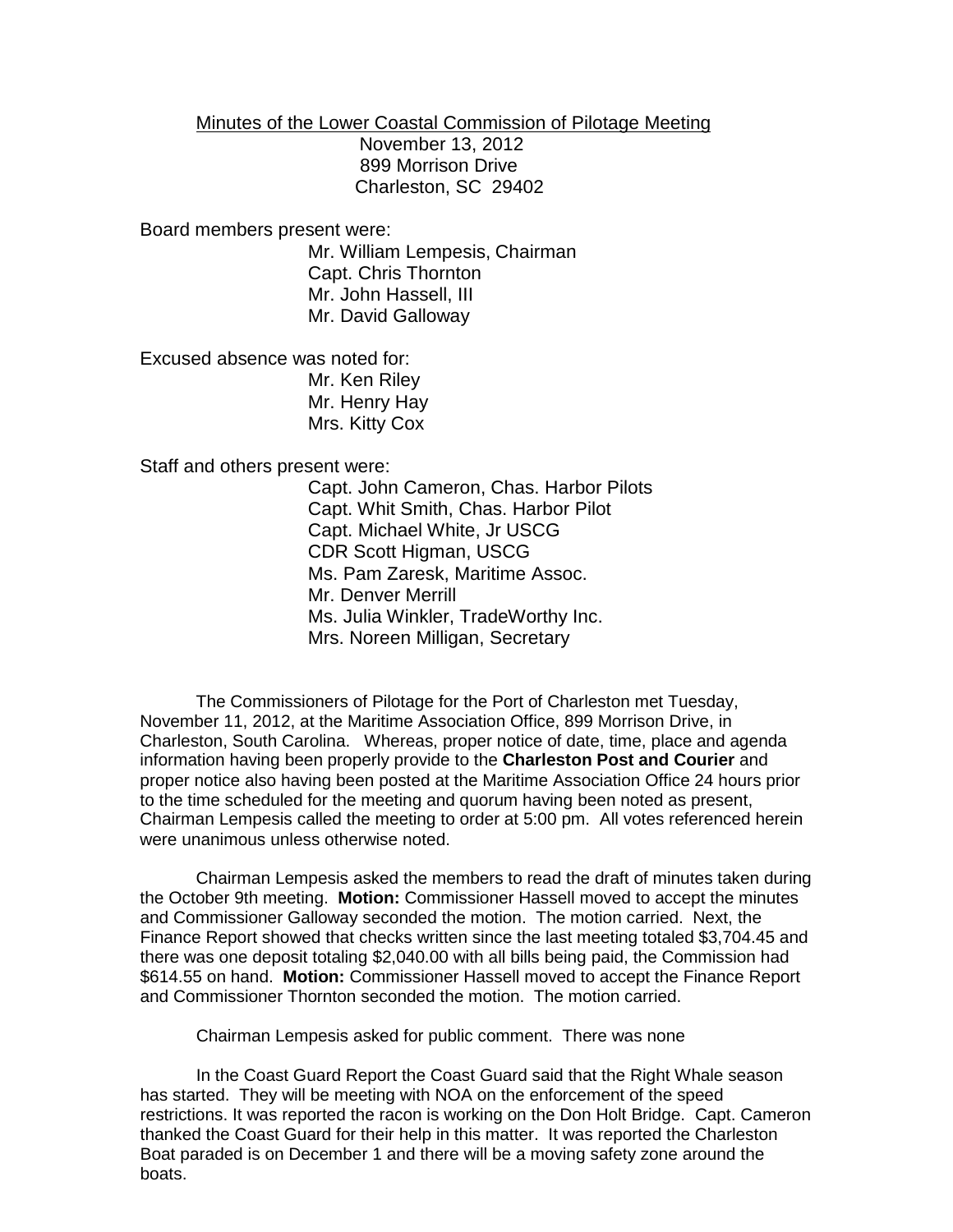Minutes of the Lower Coastal Commission of Pilotage Meeting
November 13, 2012
899 Morrison Drive
Charleston, SC 29402

Board members present were:

Mr. William Lempesis, Chairman
Capt. Chris Thornton
Mr. John Hassell, III
Mr. David Galloway

Excused absence was noted for:

Mr. Ken Riley
Mr. Henry Hay
Mrs. Kitty Cox

Staff and others present were:

Capt. John Cameron, Chas. Harbor Pilots
Capt. Whit Smith, Chas. Harbor Pilot
Capt. Michael White, Jr USCG
CDR Scott Higman, USCG
Ms. Pam Zaresk, Maritime Assoc.
Mr. Denver Merrill
Ms. Julia Winkler, TradeWorthy Inc.
Mrs. Noreen Milligan, Secretary

The Commissioners of Pilotage for the Port of Charleston met Tuesday, November 11, 2012, at the Maritime Association Office, 899 Morrison Drive, in Charleston, South Carolina. Whereas, proper notice of date, time, place and agenda information having been properly provide to the **Charleston Post and Courier** and proper notice also having been posted at the Maritime Association Office 24 hours prior to the time scheduled for the meeting and quorum having been noted as present, Chairman Lempesis called the meeting to order at 5:00 pm. All votes referenced herein were unanimous unless otherwise noted.

Chairman Lempesis asked the members to read the draft of minutes taken during the October 9th meeting. **Motion:** Commissioner Hassell moved to accept the minutes and Commissioner Galloway seconded the motion. The motion carried. Next, the Finance Report showed that checks written since the last meeting totaled $3,704.45 and there was one deposit totaling $2,040.00 with all bills being paid, the Commission had $614.55 on hand. **Motion:** Commissioner Hassell moved to accept the Finance Report and Commissioner Thornton seconded the motion. The motion carried.

Chairman Lempesis asked for public comment. There was none

In the Coast Guard Report the Coast Guard said that the Right Whale season has started. They will be meeting with NOA on the enforcement of the speed restrictions. It was reported the racon is working on the Don Holt Bridge. Capt. Cameron thanked the Coast Guard for their help in this matter. It was reported the Charleston Boat paraded is on December 1 and there will be a moving safety zone around the boats.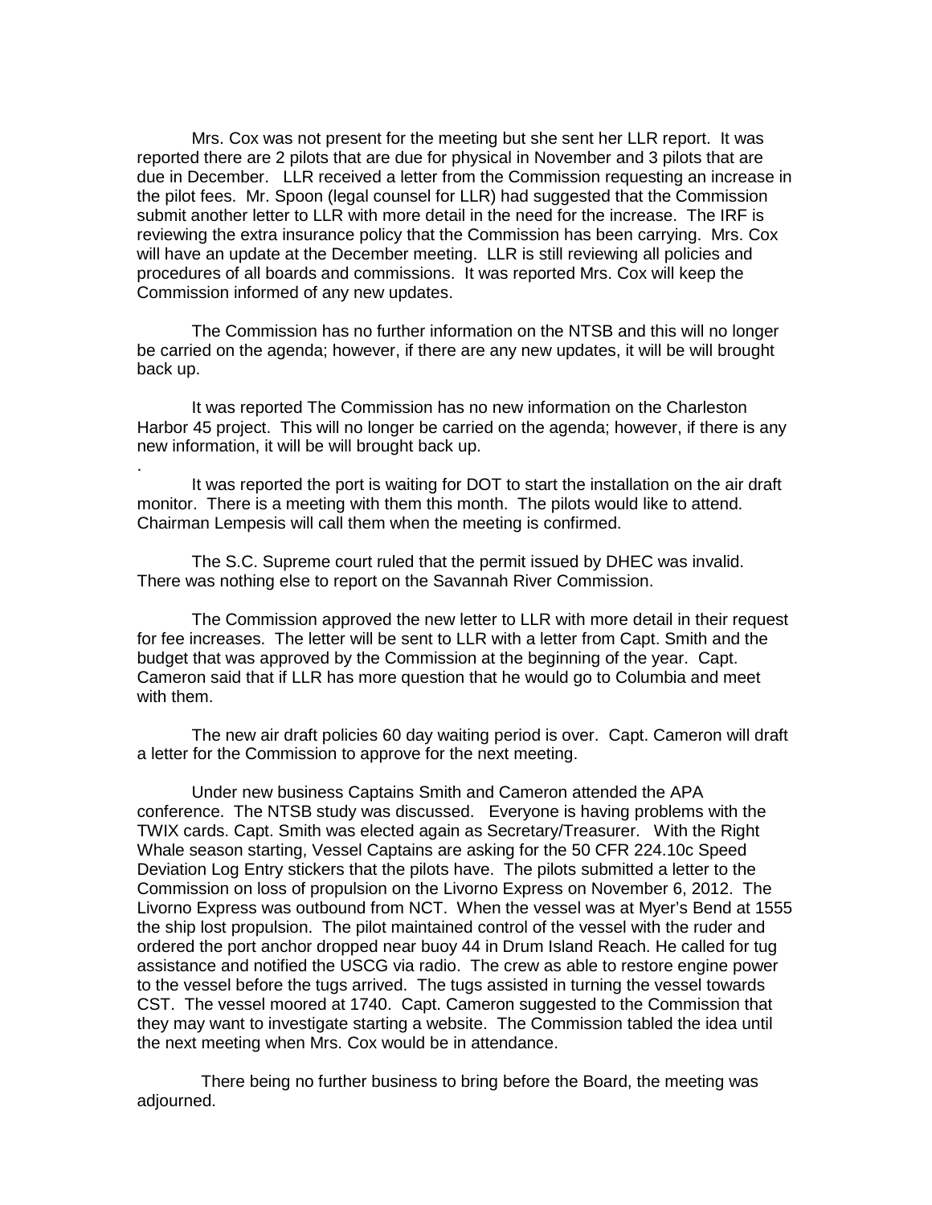Mrs. Cox was not present for the meeting but she sent her LLR report. It was reported there are 2 pilots that are due for physical in November and 3 pilots that are due in December. LLR received a letter from the Commission requesting an increase in the pilot fees. Mr. Spoon (legal counsel for LLR) had suggested that the Commission submit another letter to LLR with more detail in the need for the increase. The IRF is reviewing the extra insurance policy that the Commission has been carrying. Mrs. Cox will have an update at the December meeting. LLR is still reviewing all policies and procedures of all boards and commissions. It was reported Mrs. Cox will keep the Commission informed of any new updates.

The Commission has no further information on the NTSB and this will no longer be carried on the agenda; however, if there are any new updates, it will be will brought back up.

It was reported The Commission has no new information on the Charleston Harbor 45 project. This will no longer be carried on the agenda; however, if there is any new information, it will be will brought back up.

.

It was reported the port is waiting for DOT to start the installation on the air draft monitor. There is a meeting with them this month. The pilots would like to attend. Chairman Lempesis will call them when the meeting is confirmed.

The S.C. Supreme court ruled that the permit issued by DHEC was invalid. There was nothing else to report on the Savannah River Commission.

The Commission approved the new letter to LLR with more detail in their request for fee increases. The letter will be sent to LLR with a letter from Capt. Smith and the budget that was approved by the Commission at the beginning of the year. Capt. Cameron said that if LLR has more question that he would go to Columbia and meet with them.

The new air draft policies 60 day waiting period is over. Capt. Cameron will draft a letter for the Commission to approve for the next meeting.

Under new business Captains Smith and Cameron attended the APA conference. The NTSB study was discussed. Everyone is having problems with the TWIX cards. Capt. Smith was elected again as Secretary/Treasurer. With the Right Whale season starting, Vessel Captains are asking for the 50 CFR 224.10c Speed Deviation Log Entry stickers that the pilots have. The pilots submitted a letter to the Commission on loss of propulsion on the Livorno Express on November 6, 2012. The Livorno Express was outbound from NCT. When the vessel was at Myer's Bend at 1555 the ship lost propulsion. The pilot maintained control of the vessel with the ruder and ordered the port anchor dropped near buoy 44 in Drum Island Reach. He called for tug assistance and notified the USCG via radio. The crew as able to restore engine power to the vessel before the tugs arrived. The tugs assisted in turning the vessel towards CST. The vessel moored at 1740. Capt. Cameron suggested to the Commission that they may want to investigate starting a website. The Commission tabled the idea until the next meeting when Mrs. Cox would be in attendance.

There being no further business to bring before the Board, the meeting was adjourned.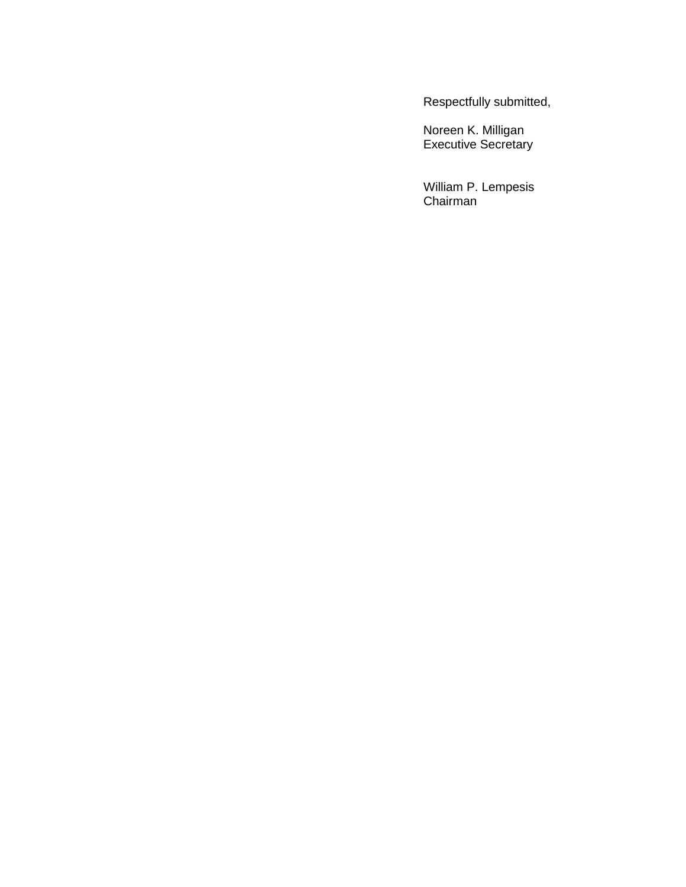Respectfully submitted,

Noreen K. Milligan
Executive Secretary

William P. Lempesis
Chairman